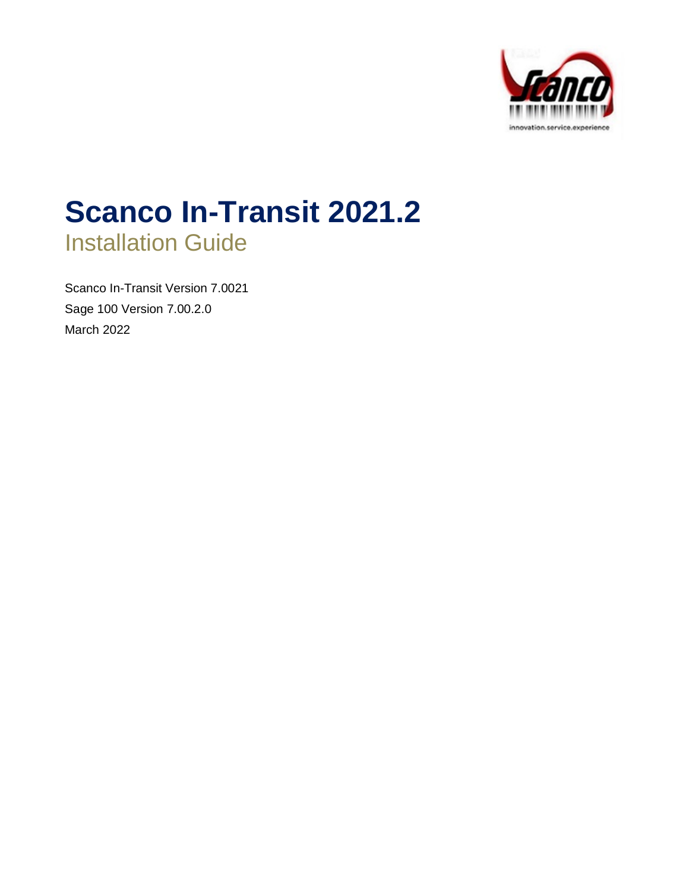# Scanco In-Transit 2021.2

## Installation Guide

Scanco In-Transit Version 7.0021

Sage 100 Version 7.00.2.0

March 2022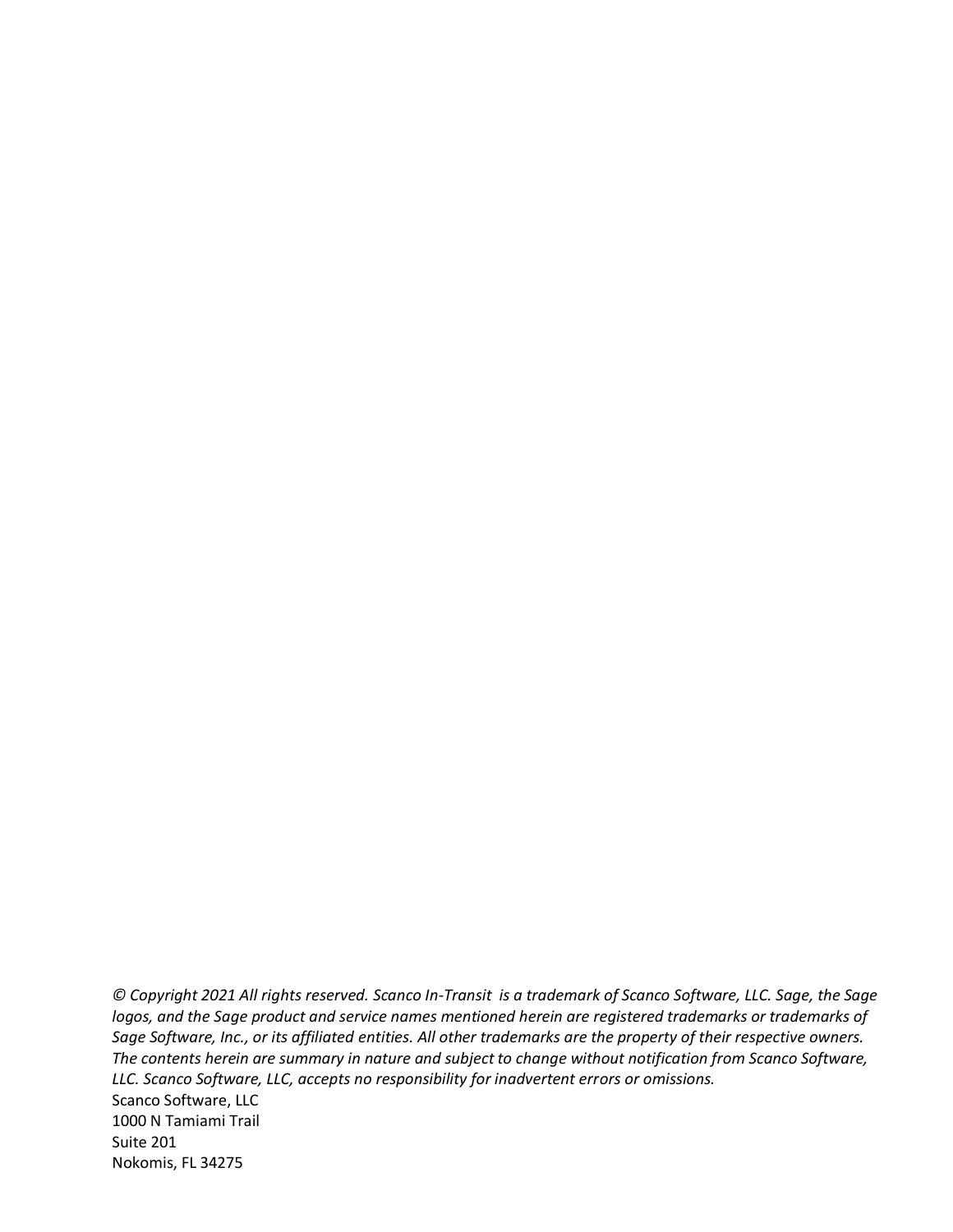*© Copyright 2021 All rights reserved. Scanco In-Transit is a trademark of Scanco Software, LLC. Sage, the Sage logos, and the Sage product and service names mentioned herein are registered trademarks or trademarks of Sage Software, Inc., or its affiliated entities. All other trademarks are the property of their respective owners. The contents herein are summary in nature and subject to change without notification from Scanco Software, LLC. Scanco Software, LLC, accepts no responsibility for inadvertent errors or omissions.*

Scanco Software, LLC
1000 N Tamiami Trail
Suite 201
Nokomis, FL 34275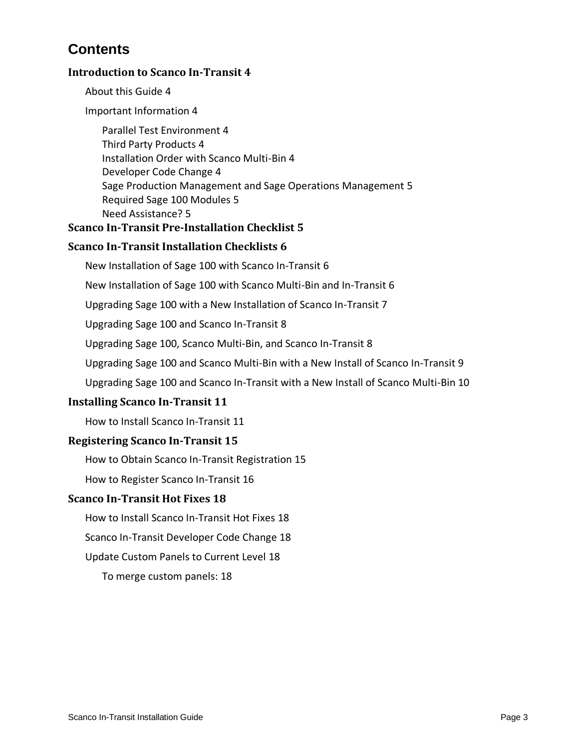# Contents

**Introduction to Scanco In-Transit 4**

- About this Guide 4
- Important Information 4
  - Parallel Test Environment 4
  - Third Party Products 4
  - Installation Order with Scanco Multi-Bin 4
  - Developer Code Change 4
  - Sage Production Management and Sage Operations Management 5
  - Required Sage 100 Modules 5
  - Need Assistance? 5

**Scanco In-Transit Pre-Installation Checklist 5**

**Scanco In-Transit Installation Checklists 6**

- New Installation of Sage 100 with Scanco In-Transit 6
- New Installation of Sage 100 with Scanco Multi-Bin and In-Transit 6
- Upgrading Sage 100 with a New Installation of Scanco In-Transit 7
- Upgrading Sage 100 and Scanco In-Transit 8
- Upgrading Sage 100, Scanco Multi-Bin, and Scanco In-Transit 8
- Upgrading Sage 100 and Scanco Multi-Bin with a New Install of Scanco In-Transit 9
- Upgrading Sage 100 and Scanco In-Transit with a New Install of Scanco Multi-Bin 10

**Installing Scanco In-Transit 11**

- How to Install Scanco In-Transit 11

**Registering Scanco In-Transit 15**

- How to Obtain Scanco In-Transit Registration 15
- How to Register Scanco In-Transit 16

**Scanco In-Transit Hot Fixes 18**

- How to Install Scanco In-Transit Hot Fixes 18
- Scanco In-Transit Developer Code Change 18
- Update Custom Panels to Current Level 18
  - To merge custom panels: 18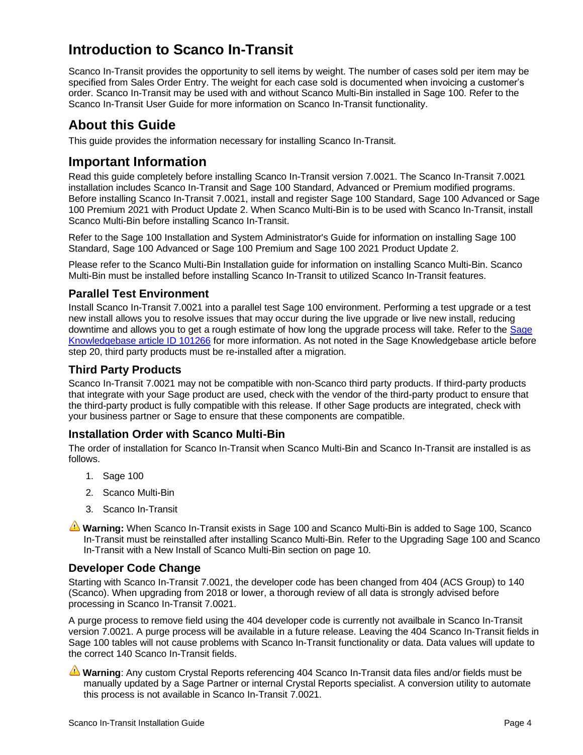# Introduction to Scanco In-Transit

Scanco In-Transit provides the opportunity to sell items by weight. The number of cases sold per item may be specified from Sales Order Entry. The weight for each case sold is documented when invoicing a customer's order. Scanco In-Transit may be used with and without Scanco Multi-Bin installed in Sage 100. Refer to the Scanco In-Transit User Guide for more information on Scanco In-Transit functionality.

## About this Guide

This guide provides the information necessary for installing Scanco In-Transit.

## Important Information

Read this guide completely before installing Scanco In-Transit version 7.0021. The Scanco In-Transit 7.0021 installation includes Scanco In-Transit and Sage 100 Standard, Advanced or Premium modified programs. Before installing Scanco In-Transit 7.0021, install and register Sage 100 Standard, Sage 100 Advanced or Sage 100 Premium 2021 with Product Update 2. When Scanco Multi-Bin is to be used with Scanco In-Transit, install Scanco Multi-Bin before installing Scanco In-Transit.

Refer to the Sage 100 Installation and System Administrator's Guide for information on installing Sage 100 Standard, Sage 100 Advanced or Sage 100 Premium and Sage 100 2021 Product Update 2.

Please refer to the Scanco Multi-Bin Installation guide for information on installing Scanco Multi-Bin. Scanco Multi-Bin must be installed before installing Scanco In-Transit to utilized Scanco In-Transit features.

### Parallel Test Environment

Install Scanco In-Transit 7.0021 into a parallel test Sage 100 environment. Performing a test upgrade or a test new install allows you to resolve issues that may occur during the live upgrade or live new install, reducing downtime and allows you to get a rough estimate of how long the upgrade process will take. Refer to the Sage Knowledgebase article ID 101266 for more information. As not noted in the Sage Knowledgebase article before step 20, third party products must be re-installed after a migration.

### Third Party Products

Scanco In-Transit 7.0021 may not be compatible with non-Scanco third party products. If third-party products that integrate with your Sage product are used, check with the vendor of the third-party product to ensure that the third-party product is fully compatible with this release. If other Sage products are integrated, check with your business partner or Sage to ensure that these components are compatible.

### Installation Order with Scanco Multi-Bin

The order of installation for Scanco In-Transit when Scanco Multi-Bin and Scanco In-Transit are installed is as follows.

1. Sage 100
2. Scanco Multi-Bin
3. Scanco In-Transit

⚠ **Warning:** When Scanco In-Transit exists in Sage 100 and Scanco Multi-Bin is added to Sage 100, Scanco In-Transit must be reinstalled after installing Scanco Multi-Bin. Refer to the Upgrading Sage 100 and Scanco In-Transit with a New Install of Scanco Multi-Bin section on page 10.

### Developer Code Change

Starting with Scanco In-Transit 7.0021, the developer code has been changed from 404 (ACS Group) to 140 (Scanco). When upgrading from 2018 or lower, a thorough review of all data is strongly advised before processing in Scanco In-Transit 7.0021.

A purge process to remove field using the 404 developer code is currently not availbale in Scanco In-Transit version 7.0021. A purge process will be available in a future release. Leaving the 404 Scanco In-Transit fields in Sage 100 tables will not cause problems with Scanco In-Transit functionality or data. Data values will update to the correct 140 Scanco In-Transit fields.

⚠ **Warning**: Any custom Crystal Reports referencing 404 Scanco In-Transit data files and/or fields must be manually updated by a Sage Partner or internal Crystal Reports specialist. A conversion utility to automate this process is not available in Scanco In-Transit 7.0021.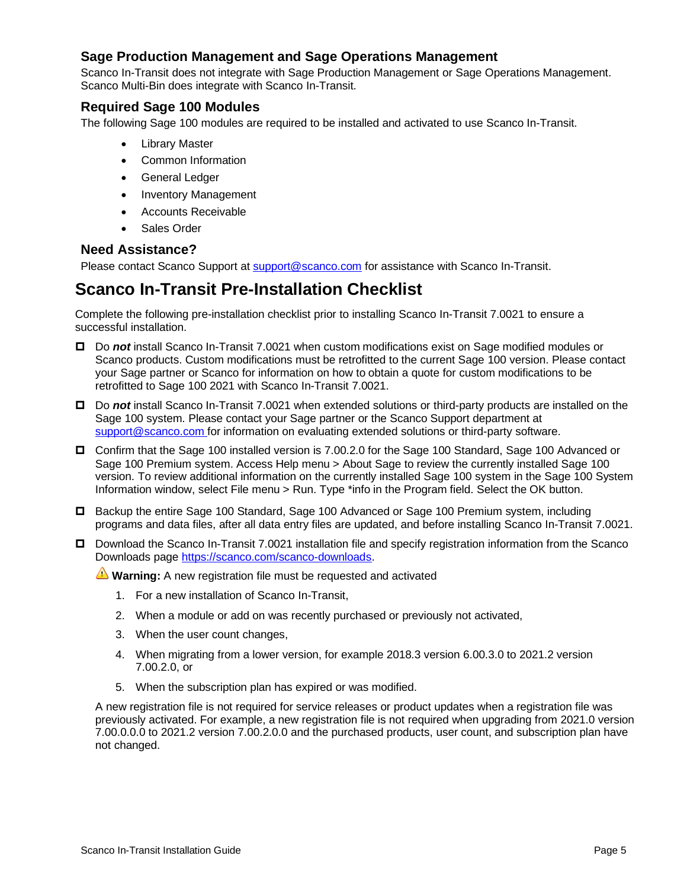### Sage Production Management and Sage Operations Management

Scanco In-Transit does not integrate with Sage Production Management or Sage Operations Management. Scanco Multi-Bin does integrate with Scanco In-Transit.

### Required Sage 100 Modules

The following Sage 100 modules are required to be installed and activated to use Scanco In-Transit.

- Library Master
- Common Information
- General Ledger
- Inventory Management
- Accounts Receivable
- Sales Order

### Need Assistance?

Please contact Scanco Support at support@scanco.com for assistance with Scanco In-Transit.

## Scanco In-Transit Pre-Installation Checklist

Complete the following pre-installation checklist prior to installing Scanco In-Transit 7.0021 to ensure a successful installation.

- ☐ Do ***not*** install Scanco In-Transit 7.0021 when custom modifications exist on Sage modified modules or Scanco products. Custom modifications must be retrofitted to the current Sage 100 version. Please contact your Sage partner or Scanco for information on how to obtain a quote for custom modifications to be retrofitted to Sage 100 2021 with Scanco In-Transit 7.0021.
- ☐ Do ***not*** install Scanco In-Transit 7.0021 when extended solutions or third-party products are installed on the Sage 100 system. Please contact your Sage partner or the Scanco Support department at support@scanco.com for information on evaluating extended solutions or third-party software.
- ☐ Confirm that the Sage 100 installed version is 7.00.2.0 for the Sage 100 Standard, Sage 100 Advanced or Sage 100 Premium system. Access Help menu > About Sage to review the currently installed Sage 100 version. To review additional information on the currently installed Sage 100 system in the Sage 100 System Information window, select File menu > Run. Type *info in the Program field. Select the OK button.
- ☐ Backup the entire Sage 100 Standard, Sage 100 Advanced or Sage 100 Premium system, including programs and data files, after all data entry files are updated, and before installing Scanco In-Transit 7.0021.
- ☐ Download the Scanco In-Transit 7.0021 installation file and specify registration information from the Scanco Downloads page https://scanco.com/scanco-downloads.

  ⚠ **Warning:** A new registration file must be requested and activated

  1. For a new installation of Scanco In-Transit,
  2. When a module or add on was recently purchased or previously not activated,
  3. When the user count changes,
  4. When migrating from a lower version, for example 2018.3 version 6.00.3.0 to 2021.2 version 7.00.2.0, or
  5. When the subscription plan has expired or was modified.

  A new registration file is not required for service releases or product updates when a registration file was previously activated. For example, a new registration file is not required when upgrading from 2021.0 version 7.00.0.0.0 to 2021.2 version 7.00.2.0.0 and the purchased products, user count, and subscription plan have not changed.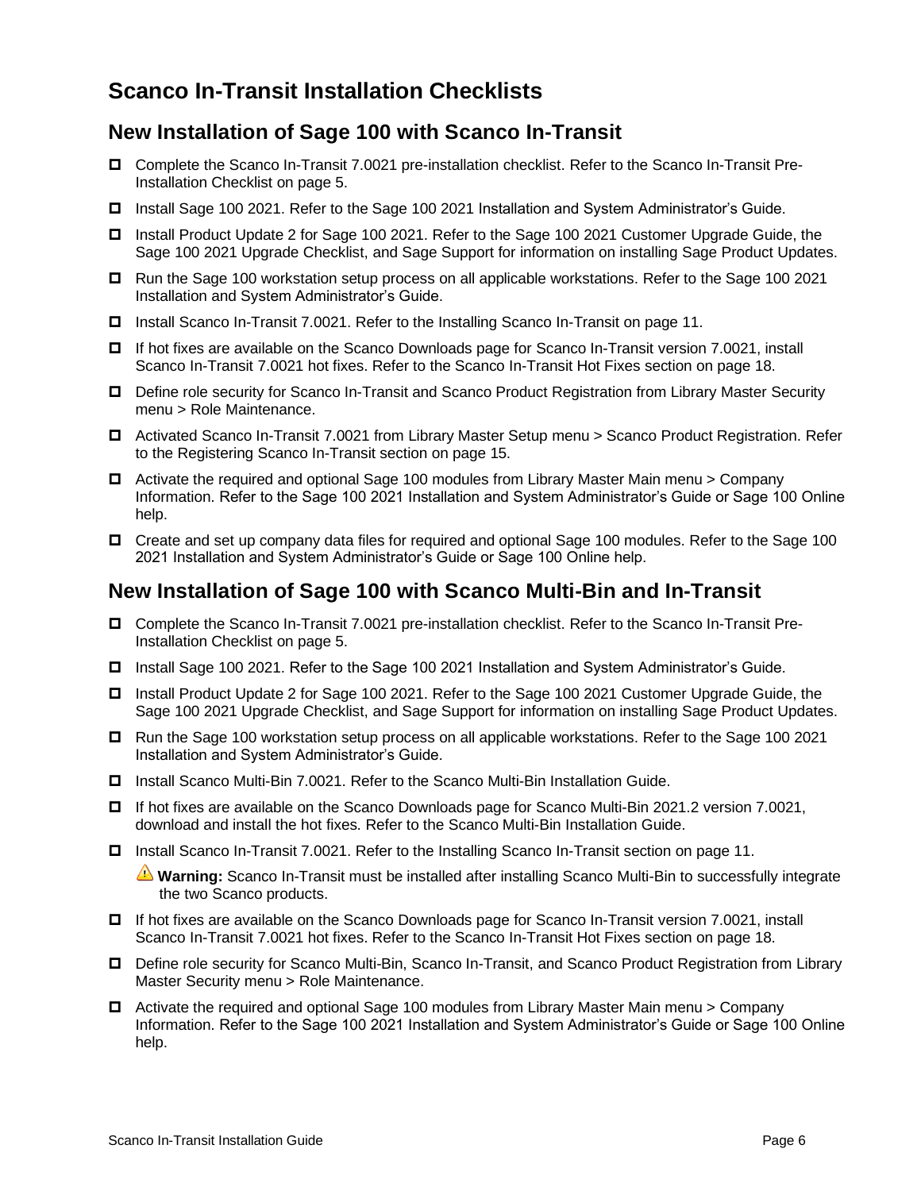## Scanco In-Transit Installation Checklists

### New Installation of Sage 100 with Scanco In-Transit

- ☐ Complete the Scanco In-Transit 7.0021 pre-installation checklist. Refer to the Scanco In-Transit Pre-Installation Checklist on page 5.
- ☐ Install Sage 100 2021. Refer to the Sage 100 2021 Installation and System Administrator's Guide.
- ☐ Install Product Update 2 for Sage 100 2021. Refer to the Sage 100 2021 Customer Upgrade Guide, the Sage 100 2021 Upgrade Checklist, and Sage Support for information on installing Sage Product Updates.
- ☐ Run the Sage 100 workstation setup process on all applicable workstations. Refer to the Sage 100 2021 Installation and System Administrator's Guide.
- ☐ Install Scanco In-Transit 7.0021. Refer to the Installing Scanco In-Transit on page 11.
- ☐ If hot fixes are available on the Scanco Downloads page for Scanco In-Transit version 7.0021, install Scanco In-Transit 7.0021 hot fixes. Refer to the Scanco In-Transit Hot Fixes section on page 18.
- ☐ Define role security for Scanco In-Transit and Scanco Product Registration from Library Master Security menu > Role Maintenance.
- ☐ Activated Scanco In-Transit 7.0021 from Library Master Setup menu > Scanco Product Registration. Refer to the Registering Scanco In-Transit section on page 15.
- ☐ Activate the required and optional Sage 100 modules from Library Master Main menu > Company Information. Refer to the Sage 100 2021 Installation and System Administrator's Guide or Sage 100 Online help.
- ☐ Create and set up company data files for required and optional Sage 100 modules. Refer to the Sage 100 2021 Installation and System Administrator's Guide or Sage 100 Online help.

### New Installation of Sage 100 with Scanco Multi-Bin and In-Transit

- ☐ Complete the Scanco In-Transit 7.0021 pre-installation checklist. Refer to the Scanco In-Transit Pre-Installation Checklist on page 5.
- ☐ Install Sage 100 2021. Refer to the Sage 100 2021 Installation and System Administrator's Guide.
- ☐ Install Product Update 2 for Sage 100 2021. Refer to the Sage 100 2021 Customer Upgrade Guide, the Sage 100 2021 Upgrade Checklist, and Sage Support for information on installing Sage Product Updates.
- ☐ Run the Sage 100 workstation setup process on all applicable workstations. Refer to the Sage 100 2021 Installation and System Administrator's Guide.
- ☐ Install Scanco Multi-Bin 7.0021. Refer to the Scanco Multi-Bin Installation Guide.
- ☐ If hot fixes are available on the Scanco Downloads page for Scanco Multi-Bin 2021.2 version 7.0021, download and install the hot fixes. Refer to the Scanco Multi-Bin Installation Guide.
- ☐ Install Scanco In-Transit 7.0021. Refer to the Installing Scanco In-Transit section on page 11.

  ⚠ **Warning:** Scanco In-Transit must be installed after installing Scanco Multi-Bin to successfully integrate the two Scanco products.

- ☐ If hot fixes are available on the Scanco Downloads page for Scanco In-Transit version 7.0021, install Scanco In-Transit 7.0021 hot fixes. Refer to the Scanco In-Transit Hot Fixes section on page 18.
- ☐ Define role security for Scanco Multi-Bin, Scanco In-Transit, and Scanco Product Registration from Library Master Security menu > Role Maintenance.
- ☐ Activate the required and optional Sage 100 modules from Library Master Main menu > Company Information. Refer to the Sage 100 2021 Installation and System Administrator's Guide or Sage 100 Online help.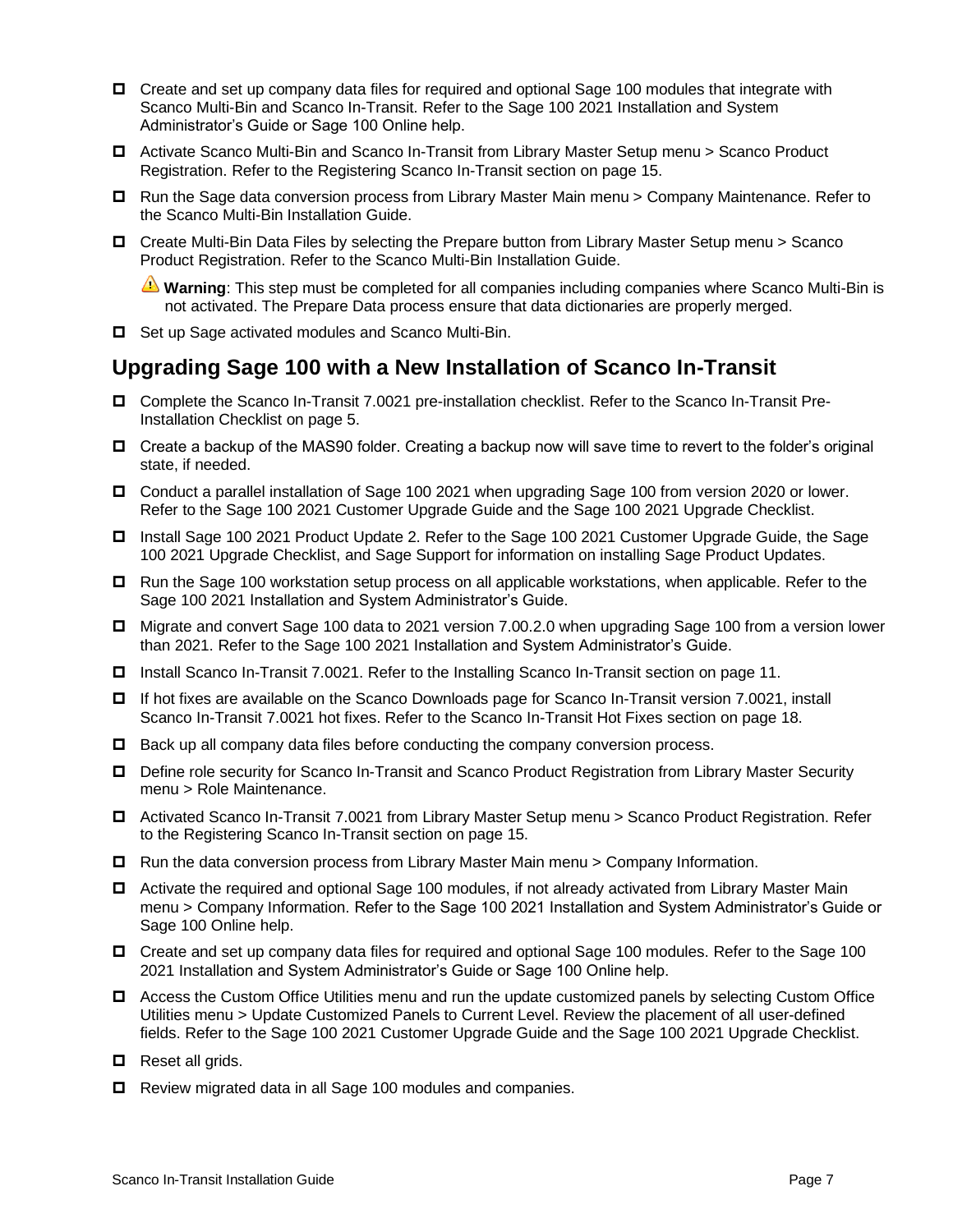- ☐ Create and set up company data files for required and optional Sage 100 modules that integrate with Scanco Multi-Bin and Scanco In-Transit. Refer to the Sage 100 2021 Installation and System Administrator's Guide or Sage 100 Online help.
- ☐ Activate Scanco Multi-Bin and Scanco In-Transit from Library Master Setup menu > Scanco Product Registration. Refer to the Registering Scanco In-Transit section on page 15.
- ☐ Run the Sage data conversion process from Library Master Main menu > Company Maintenance. Refer to the Scanco Multi-Bin Installation Guide.
- ☐ Create Multi-Bin Data Files by selecting the Prepare button from Library Master Setup menu > Scanco Product Registration. Refer to the Scanco Multi-Bin Installation Guide.

  ⚠ **Warning**: This step must be completed for all companies including companies where Scanco Multi-Bin is not activated. The Prepare Data process ensure that data dictionaries are properly merged.
- ☐ Set up Sage activated modules and Scanco Multi-Bin.

## Upgrading Sage 100 with a New Installation of Scanco In-Transit

- ☐ Complete the Scanco In-Transit 7.0021 pre-installation checklist. Refer to the Scanco In-Transit Pre-Installation Checklist on page 5.
- ☐ Create a backup of the MAS90 folder. Creating a backup now will save time to revert to the folder's original state, if needed.
- ☐ Conduct a parallel installation of Sage 100 2021 when upgrading Sage 100 from version 2020 or lower. Refer to the Sage 100 2021 Customer Upgrade Guide and the Sage 100 2021 Upgrade Checklist.
- ☐ Install Sage 100 2021 Product Update 2. Refer to the Sage 100 2021 Customer Upgrade Guide, the Sage 100 2021 Upgrade Checklist, and Sage Support for information on installing Sage Product Updates.
- ☐ Run the Sage 100 workstation setup process on all applicable workstations, when applicable. Refer to the Sage 100 2021 Installation and System Administrator's Guide.
- ☐ Migrate and convert Sage 100 data to 2021 version 7.00.2.0 when upgrading Sage 100 from a version lower than 2021. Refer to the Sage 100 2021 Installation and System Administrator's Guide.
- ☐ Install Scanco In-Transit 7.0021. Refer to the Installing Scanco In-Transit section on page 11.
- ☐ If hot fixes are available on the Scanco Downloads page for Scanco In-Transit version 7.0021, install Scanco In-Transit 7.0021 hot fixes. Refer to the Scanco In-Transit Hot Fixes section on page 18.
- ☐ Back up all company data files before conducting the company conversion process.
- ☐ Define role security for Scanco In-Transit and Scanco Product Registration from Library Master Security menu > Role Maintenance.
- ☐ Activated Scanco In-Transit 7.0021 from Library Master Setup menu > Scanco Product Registration. Refer to the Registering Scanco In-Transit section on page 15.
- ☐ Run the data conversion process from Library Master Main menu > Company Information.
- ☐ Activate the required and optional Sage 100 modules, if not already activated from Library Master Main menu > Company Information. Refer to the Sage 100 2021 Installation and System Administrator's Guide or Sage 100 Online help.
- ☐ Create and set up company data files for required and optional Sage 100 modules. Refer to the Sage 100 2021 Installation and System Administrator's Guide or Sage 100 Online help.
- ☐ Access the Custom Office Utilities menu and run the update customized panels by selecting Custom Office Utilities menu > Update Customized Panels to Current Level. Review the placement of all user-defined fields. Refer to the Sage 100 2021 Customer Upgrade Guide and the Sage 100 2021 Upgrade Checklist.
- ☐ Reset all grids.
- ☐ Review migrated data in all Sage 100 modules and companies.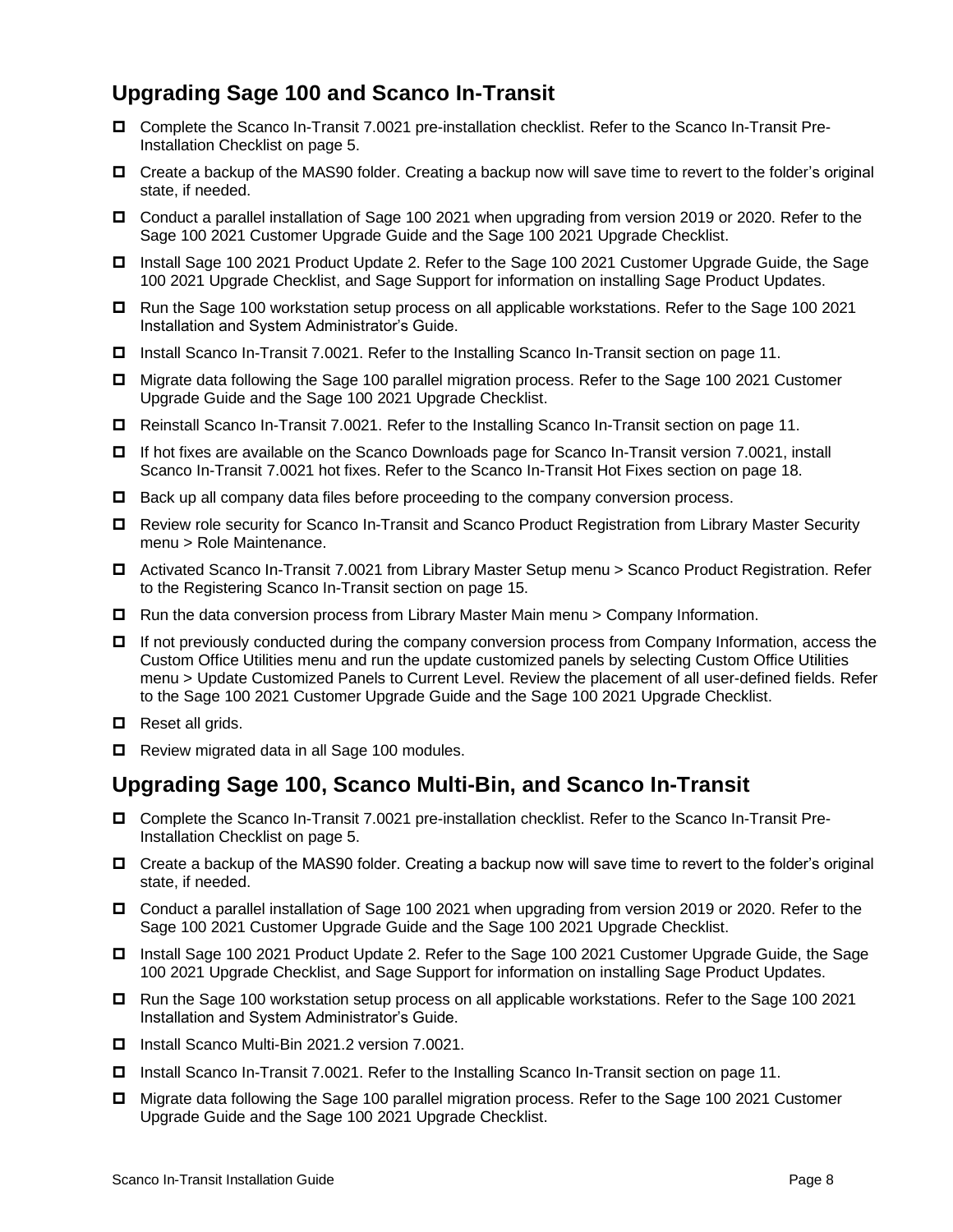## Upgrading Sage 100 and Scanco In-Transit

- ☐ Complete the Scanco In-Transit 7.0021 pre-installation checklist. Refer to the Scanco In-Transit Pre-Installation Checklist on page 5.
- ☐ Create a backup of the MAS90 folder. Creating a backup now will save time to revert to the folder's original state, if needed.
- ☐ Conduct a parallel installation of Sage 100 2021 when upgrading from version 2019 or 2020. Refer to the Sage 100 2021 Customer Upgrade Guide and the Sage 100 2021 Upgrade Checklist.
- ☐ Install Sage 100 2021 Product Update 2. Refer to the Sage 100 2021 Customer Upgrade Guide, the Sage 100 2021 Upgrade Checklist, and Sage Support for information on installing Sage Product Updates.
- ☐ Run the Sage 100 workstation setup process on all applicable workstations. Refer to the Sage 100 2021 Installation and System Administrator's Guide.
- ☐ Install Scanco In-Transit 7.0021. Refer to the Installing Scanco In-Transit section on page 11.
- ☐ Migrate data following the Sage 100 parallel migration process. Refer to the Sage 100 2021 Customer Upgrade Guide and the Sage 100 2021 Upgrade Checklist.
- ☐ Reinstall Scanco In-Transit 7.0021. Refer to the Installing Scanco In-Transit section on page 11.
- ☐ If hot fixes are available on the Scanco Downloads page for Scanco In-Transit version 7.0021, install Scanco In-Transit 7.0021 hot fixes. Refer to the Scanco In-Transit Hot Fixes section on page 18.
- ☐ Back up all company data files before proceeding to the company conversion process.
- ☐ Review role security for Scanco In-Transit and Scanco Product Registration from Library Master Security menu > Role Maintenance.
- ☐ Activated Scanco In-Transit 7.0021 from Library Master Setup menu > Scanco Product Registration. Refer to the Registering Scanco In-Transit section on page 15.
- ☐ Run the data conversion process from Library Master Main menu > Company Information.
- ☐ If not previously conducted during the company conversion process from Company Information, access the Custom Office Utilities menu and run the update customized panels by selecting Custom Office Utilities menu > Update Customized Panels to Current Level. Review the placement of all user-defined fields. Refer to the Sage 100 2021 Customer Upgrade Guide and the Sage 100 2021 Upgrade Checklist.
- ☐ Reset all grids.
- ☐ Review migrated data in all Sage 100 modules.

## Upgrading Sage 100, Scanco Multi-Bin, and Scanco In-Transit

- ☐ Complete the Scanco In-Transit 7.0021 pre-installation checklist. Refer to the Scanco In-Transit Pre-Installation Checklist on page 5.
- ☐ Create a backup of the MAS90 folder. Creating a backup now will save time to revert to the folder's original state, if needed.
- ☐ Conduct a parallel installation of Sage 100 2021 when upgrading from version 2019 or 2020. Refer to the Sage 100 2021 Customer Upgrade Guide and the Sage 100 2021 Upgrade Checklist.
- ☐ Install Sage 100 2021 Product Update 2. Refer to the Sage 100 2021 Customer Upgrade Guide, the Sage 100 2021 Upgrade Checklist, and Sage Support for information on installing Sage Product Updates.
- ☐ Run the Sage 100 workstation setup process on all applicable workstations. Refer to the Sage 100 2021 Installation and System Administrator's Guide.
- ☐ Install Scanco Multi-Bin 2021.2 version 7.0021.
- ☐ Install Scanco In-Transit 7.0021. Refer to the Installing Scanco In-Transit section on page 11.
- ☐ Migrate data following the Sage 100 parallel migration process. Refer to the Sage 100 2021 Customer Upgrade Guide and the Sage 100 2021 Upgrade Checklist.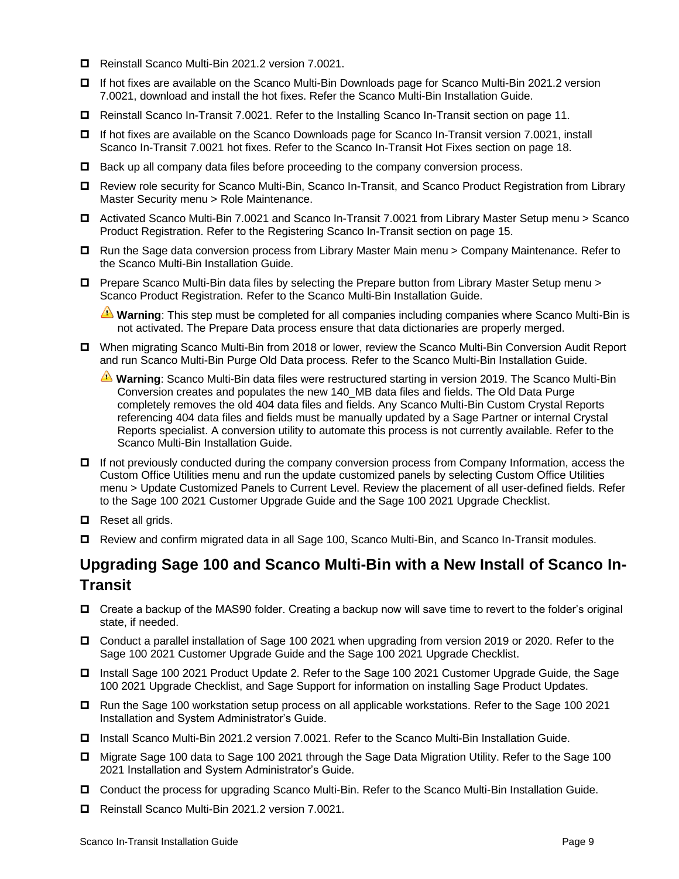- ☐ Reinstall Scanco Multi-Bin 2021.2 version 7.0021.
- ☐ If hot fixes are available on the Scanco Multi-Bin Downloads page for Scanco Multi-Bin 2021.2 version 7.0021, download and install the hot fixes. Refer the Scanco Multi-Bin Installation Guide.
- ☐ Reinstall Scanco In-Transit 7.0021. Refer to the Installing Scanco In-Transit section on page 11.
- ☐ If hot fixes are available on the Scanco Downloads page for Scanco In-Transit version 7.0021, install Scanco In-Transit 7.0021 hot fixes. Refer to the Scanco In-Transit Hot Fixes section on page 18.
- ☐ Back up all company data files before proceeding to the company conversion process.
- ☐ Review role security for Scanco Multi-Bin, Scanco In-Transit, and Scanco Product Registration from Library Master Security menu > Role Maintenance.
- ☐ Activated Scanco Multi-Bin 7.0021 and Scanco In-Transit 7.0021 from Library Master Setup menu > Scanco Product Registration. Refer to the Registering Scanco In-Transit section on page 15.
- ☐ Run the Sage data conversion process from Library Master Main menu > Company Maintenance. Refer to the Scanco Multi-Bin Installation Guide.
- ☐ Prepare Scanco Multi-Bin data files by selecting the Prepare button from Library Master Setup menu > Scanco Product Registration. Refer to the Scanco Multi-Bin Installation Guide.

  ⚠ **Warning**: This step must be completed for all companies including companies where Scanco Multi-Bin is not activated. The Prepare Data process ensure that data dictionaries are properly merged.

- ☐ When migrating Scanco Multi-Bin from 2018 or lower, review the Scanco Multi-Bin Conversion Audit Report and run Scanco Multi-Bin Purge Old Data process. Refer to the Scanco Multi-Bin Installation Guide.

  ⚠ **Warning**: Scanco Multi-Bin data files were restructured starting in version 2019. The Scanco Multi-Bin Conversion creates and populates the new 140_MB data files and fields. The Old Data Purge completely removes the old 404 data files and fields. Any Scanco Multi-Bin Custom Crystal Reports referencing 404 data files and fields must be manually updated by a Sage Partner or internal Crystal Reports specialist. A conversion utility to automate this process is not currently available. Refer to the Scanco Multi-Bin Installation Guide.

- ☐ If not previously conducted during the company conversion process from Company Information, access the Custom Office Utilities menu and run the update customized panels by selecting Custom Office Utilities menu > Update Customized Panels to Current Level. Review the placement of all user-defined fields. Refer to the Sage 100 2021 Customer Upgrade Guide and the Sage 100 2021 Upgrade Checklist.
- ☐ Reset all grids.
- ☐ Review and confirm migrated data in all Sage 100, Scanco Multi-Bin, and Scanco In-Transit modules.

## Upgrading Sage 100 and Scanco Multi-Bin with a New Install of Scanco In-Transit

- ☐ Create a backup of the MAS90 folder. Creating a backup now will save time to revert to the folder's original state, if needed.
- ☐ Conduct a parallel installation of Sage 100 2021 when upgrading from version 2019 or 2020. Refer to the Sage 100 2021 Customer Upgrade Guide and the Sage 100 2021 Upgrade Checklist.
- ☐ Install Sage 100 2021 Product Update 2. Refer to the Sage 100 2021 Customer Upgrade Guide, the Sage 100 2021 Upgrade Checklist, and Sage Support for information on installing Sage Product Updates.
- ☐ Run the Sage 100 workstation setup process on all applicable workstations. Refer to the Sage 100 2021 Installation and System Administrator's Guide.
- ☐ Install Scanco Multi-Bin 2021.2 version 7.0021. Refer to the Scanco Multi-Bin Installation Guide.
- ☐ Migrate Sage 100 data to Sage 100 2021 through the Sage Data Migration Utility. Refer to the Sage 100 2021 Installation and System Administrator's Guide.
- ☐ Conduct the process for upgrading Scanco Multi-Bin. Refer to the Scanco Multi-Bin Installation Guide.
- ☐ Reinstall Scanco Multi-Bin 2021.2 version 7.0021.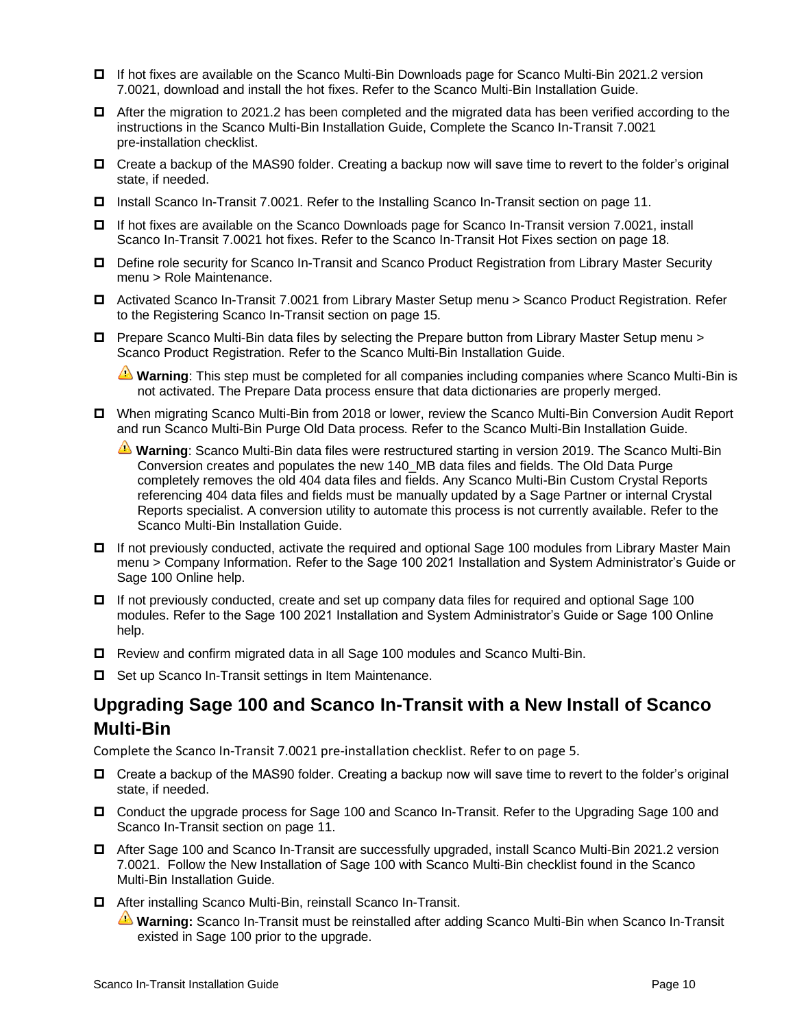- ☐ If hot fixes are available on the Scanco Multi-Bin Downloads page for Scanco Multi-Bin 2021.2 version 7.0021, download and install the hot fixes. Refer to the Scanco Multi-Bin Installation Guide.
- ☐ After the migration to 2021.2 has been completed and the migrated data has been verified according to the instructions in the Scanco Multi-Bin Installation Guide, Complete the Scanco In-Transit 7.0021 pre-installation checklist.
- ☐ Create a backup of the MAS90 folder. Creating a backup now will save time to revert to the folder's original state, if needed.
- ☐ Install Scanco In-Transit 7.0021. Refer to the Installing Scanco In-Transit section on page 11.
- ☐ If hot fixes are available on the Scanco Downloads page for Scanco In-Transit version 7.0021, install Scanco In-Transit 7.0021 hot fixes. Refer to the Scanco In-Transit Hot Fixes section on page 18.
- ☐ Define role security for Scanco In-Transit and Scanco Product Registration from Library Master Security menu > Role Maintenance.
- ☐ Activated Scanco In-Transit 7.0021 from Library Master Setup menu > Scanco Product Registration. Refer to the Registering Scanco In-Transit section on page 15.
- ☐ Prepare Scanco Multi-Bin data files by selecting the Prepare button from Library Master Setup menu > Scanco Product Registration. Refer to the Scanco Multi-Bin Installation Guide.

  ⚠ **Warning**: This step must be completed for all companies including companies where Scanco Multi-Bin is not activated. The Prepare Data process ensure that data dictionaries are properly merged.
- ☐ When migrating Scanco Multi-Bin from 2018 or lower, review the Scanco Multi-Bin Conversion Audit Report and run Scanco Multi-Bin Purge Old Data process. Refer to the Scanco Multi-Bin Installation Guide.

  ⚠ **Warning**: Scanco Multi-Bin data files were restructured starting in version 2019. The Scanco Multi-Bin Conversion creates and populates the new 140_MB data files and fields. The Old Data Purge completely removes the old 404 data files and fields. Any Scanco Multi-Bin Custom Crystal Reports referencing 404 data files and fields must be manually updated by a Sage Partner or internal Crystal Reports specialist. A conversion utility to automate this process is not currently available. Refer to the Scanco Multi-Bin Installation Guide.
- ☐ If not previously conducted, activate the required and optional Sage 100 modules from Library Master Main menu > Company Information. Refer to the Sage 100 2021 Installation and System Administrator's Guide or Sage 100 Online help.
- ☐ If not previously conducted, create and set up company data files for required and optional Sage 100 modules. Refer to the Sage 100 2021 Installation and System Administrator's Guide or Sage 100 Online help.
- ☐ Review and confirm migrated data in all Sage 100 modules and Scanco Multi-Bin.
- ☐ Set up Scanco In-Transit settings in Item Maintenance.

## Upgrading Sage 100 and Scanco In-Transit with a New Install of Scanco Multi-Bin

Complete the Scanco In-Transit 7.0021 pre-installation checklist. Refer to on page 5.

- ☐ Create a backup of the MAS90 folder. Creating a backup now will save time to revert to the folder's original state, if needed.
- ☐ Conduct the upgrade process for Sage 100 and Scanco In-Transit. Refer to the Upgrading Sage 100 and Scanco In-Transit section on page 11.
- ☐ After Sage 100 and Scanco In-Transit are successfully upgraded, install Scanco Multi-Bin 2021.2 version 7.0021. Follow the New Installation of Sage 100 with Scanco Multi-Bin checklist found in the Scanco Multi-Bin Installation Guide.
- ☐ After installing Scanco Multi-Bin, reinstall Scanco In-Transit.

  ⚠ **Warning:** Scanco In-Transit must be reinstalled after adding Scanco Multi-Bin when Scanco In-Transit existed in Sage 100 prior to the upgrade.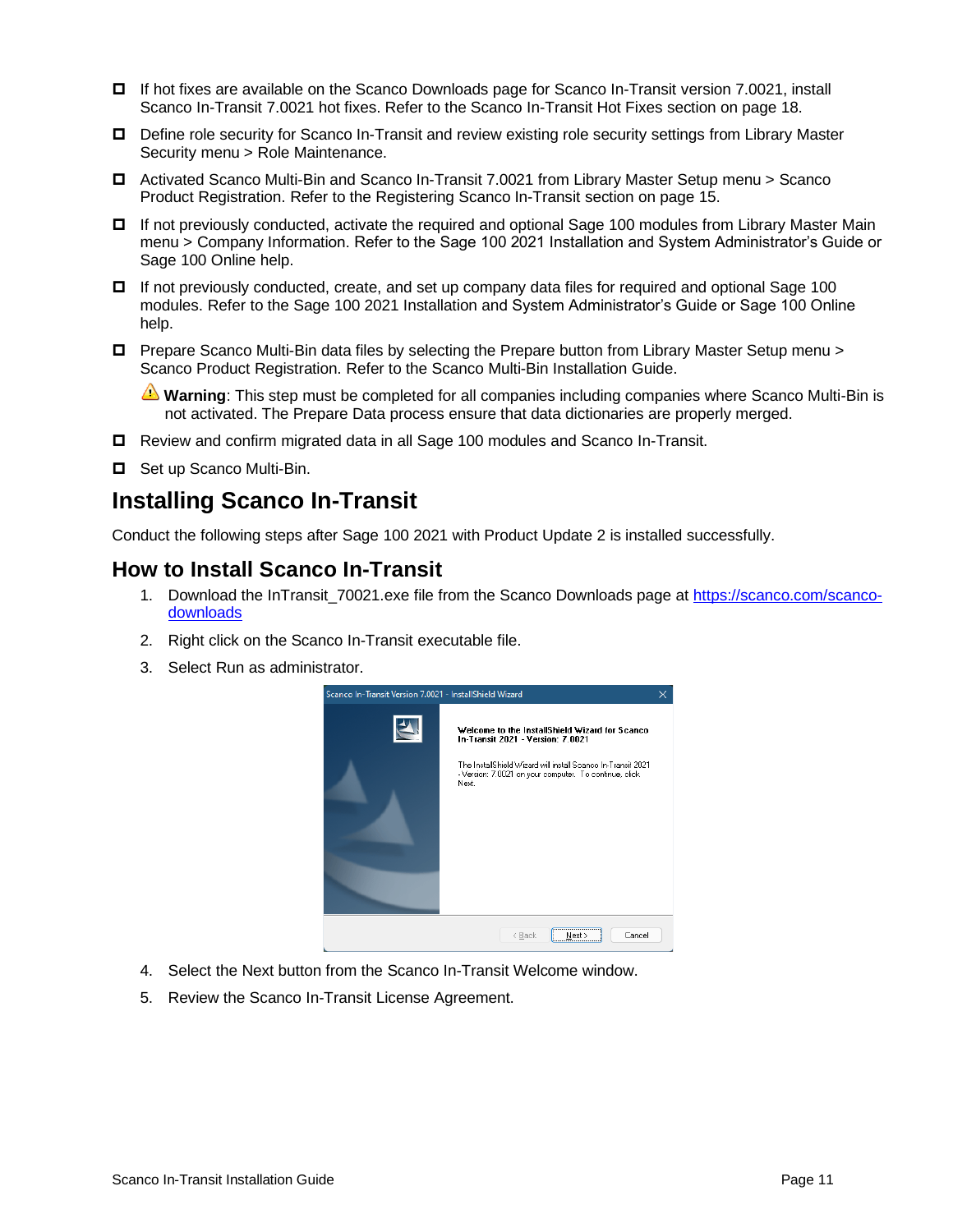- ☐ If hot fixes are available on the Scanco Downloads page for Scanco In-Transit version 7.0021, install Scanco In-Transit 7.0021 hot fixes. Refer to the Scanco In-Transit Hot Fixes section on page 18.
- ☐ Define role security for Scanco In-Transit and review existing role security settings from Library Master Security menu > Role Maintenance.
- ☐ Activated Scanco Multi-Bin and Scanco In-Transit 7.0021 from Library Master Setup menu > Scanco Product Registration. Refer to the Registering Scanco In-Transit section on page 15.
- ☐ If not previously conducted, activate the required and optional Sage 100 modules from Library Master Main menu > Company Information. Refer to the Sage 100 2021 Installation and System Administrator's Guide or Sage 100 Online help.
- ☐ If not previously conducted, create, and set up company data files for required and optional Sage 100 modules. Refer to the Sage 100 2021 Installation and System Administrator's Guide or Sage 100 Online help.
- ☐ Prepare Scanco Multi-Bin data files by selecting the Prepare button from Library Master Setup menu > Scanco Product Registration. Refer to the Scanco Multi-Bin Installation Guide.

  ⚠ **Warning**: This step must be completed for all companies including companies where Scanco Multi-Bin is not activated. The Prepare Data process ensure that data dictionaries are properly merged.

- ☐ Review and confirm migrated data in all Sage 100 modules and Scanco In-Transit.
- ☐ Set up Scanco Multi-Bin.

# Installing Scanco In-Transit

Conduct the following steps after Sage 100 2021 with Product Update 2 is installed successfully.

## How to Install Scanco In-Transit

1. Download the InTransit_70021.exe file from the Scanco Downloads page at https://scanco.com/scanco-downloads
2. Right click on the Scanco In-Transit executable file.
3. Select Run as administrator.
4. Select the Next button from the Scanco In-Transit Welcome window.
5. Review the Scanco In-Transit License Agreement.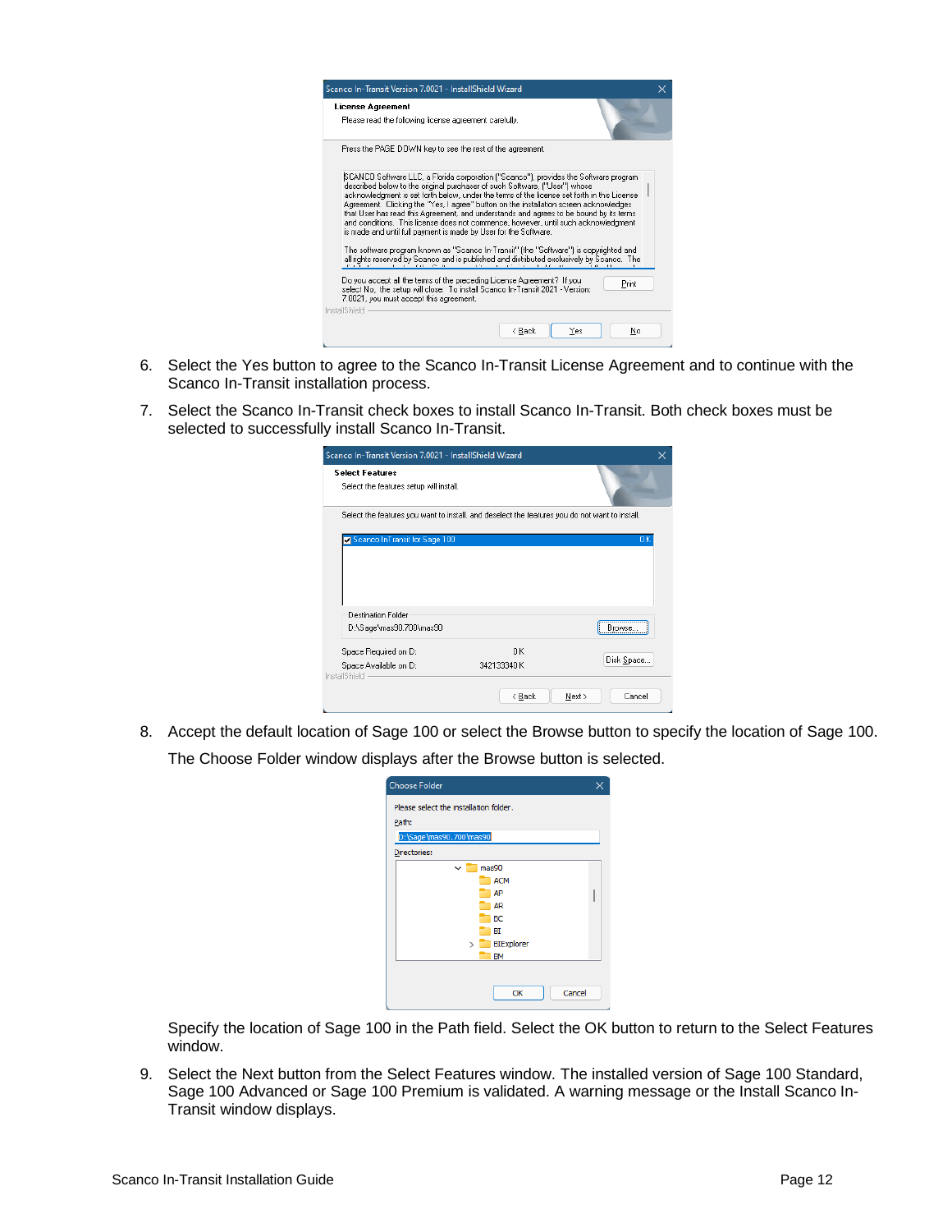6. Select the Yes button to agree to the Scanco In-Transit License Agreement and to continue with the Scanco In-Transit installation process.

7. Select the Scanco In-Transit check boxes to install Scanco In-Transit. Both check boxes must be selected to successfully install Scanco In-Transit.

8. Accept the default location of Sage 100 or select the Browse button to specify the location of Sage 100.

   The Choose Folder window displays after the Browse button is selected.

   Specify the location of Sage 100 in the Path field. Select the OK button to return to the Select Features window.

9. Select the Next button from the Select Features window. The installed version of Sage 100 Standard, Sage 100 Advanced or Sage 100 Premium is validated. A warning message or the Install Scanco In-Transit window displays.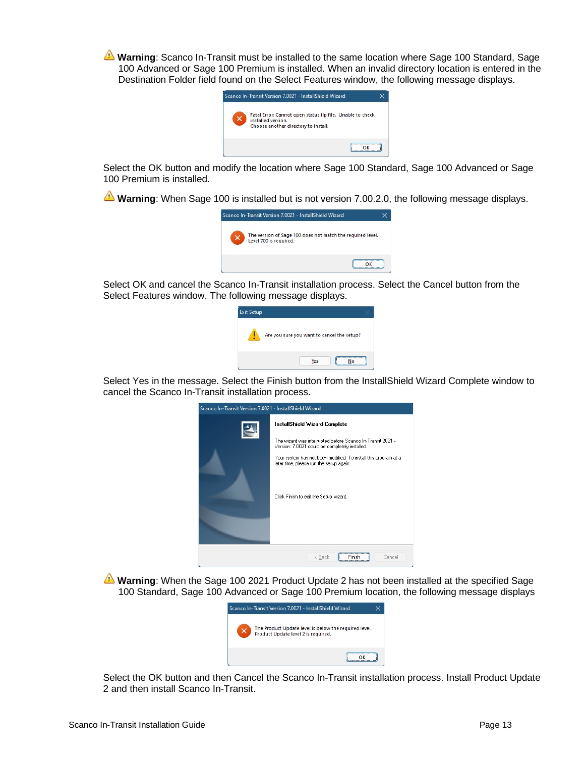⚠ **Warning**: Scanco In-Transit must be installed to the same location where Sage 100 Standard, Sage 100 Advanced or Sage 100 Premium is installed. When an invalid directory location is entered in the Destination Folder field found on the Select Features window, the following message displays.

Select the OK button and modify the location where Sage 100 Standard, Sage 100 Advanced or Sage 100 Premium is installed.

⚠ **Warning**: When Sage 100 is installed but is not version 7.00.2.0, the following message displays.

Select OK and cancel the Scanco In-Transit installation process. Select the Cancel button from the Select Features window. The following message displays.

Select Yes in the message. Select the Finish button from the InstallShield Wizard Complete window to cancel the Scanco In-Transit installation process.

⚠ **Warning**: When the Sage 100 2021 Product Update 2 has not been installed at the specified Sage 100 Standard, Sage 100 Advanced or Sage 100 Premium location, the following message displays

Select the OK button and then Cancel the Scanco In-Transit installation process. Install Product Update 2 and then install Scanco In-Transit.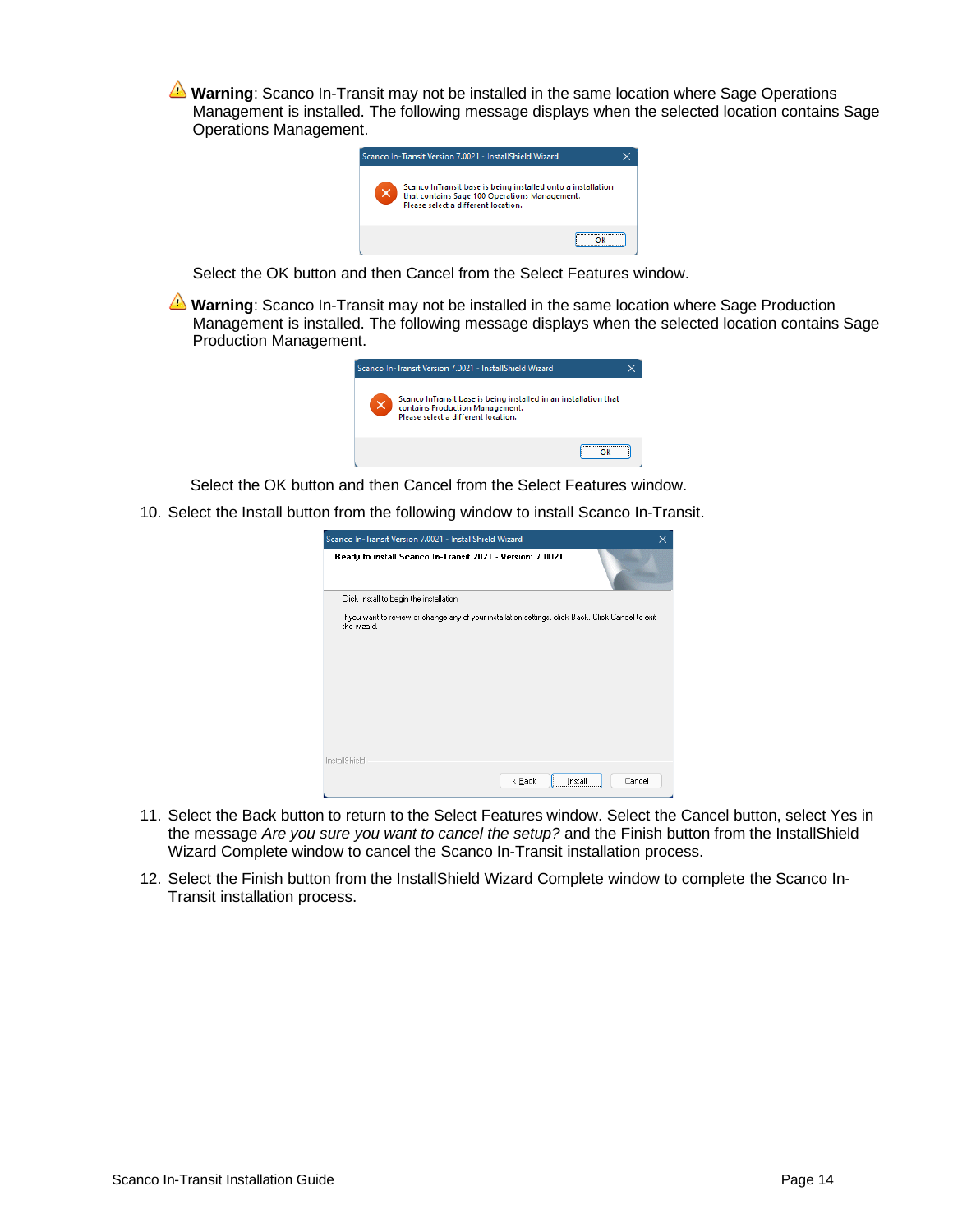⚠ **Warning**: Scanco In-Transit may not be installed in the same location where Sage Operations Management is installed. The following message displays when the selected location contains Sage Operations Management.

Select the OK button and then Cancel from the Select Features window.

⚠ **Warning**: Scanco In-Transit may not be installed in the same location where Sage Production Management is installed. The following message displays when the selected location contains Sage Production Management.

Select the OK button and then Cancel from the Select Features window.

10. Select the Install button from the following window to install Scanco In-Transit.

11. Select the Back button to return to the Select Features window. Select the Cancel button, select Yes in the message *Are you sure you want to cancel the setup?* and the Finish button from the InstallShield Wizard Complete window to cancel the Scanco In-Transit installation process.

12. Select the Finish button from the InstallShield Wizard Complete window to complete the Scanco In-Transit installation process.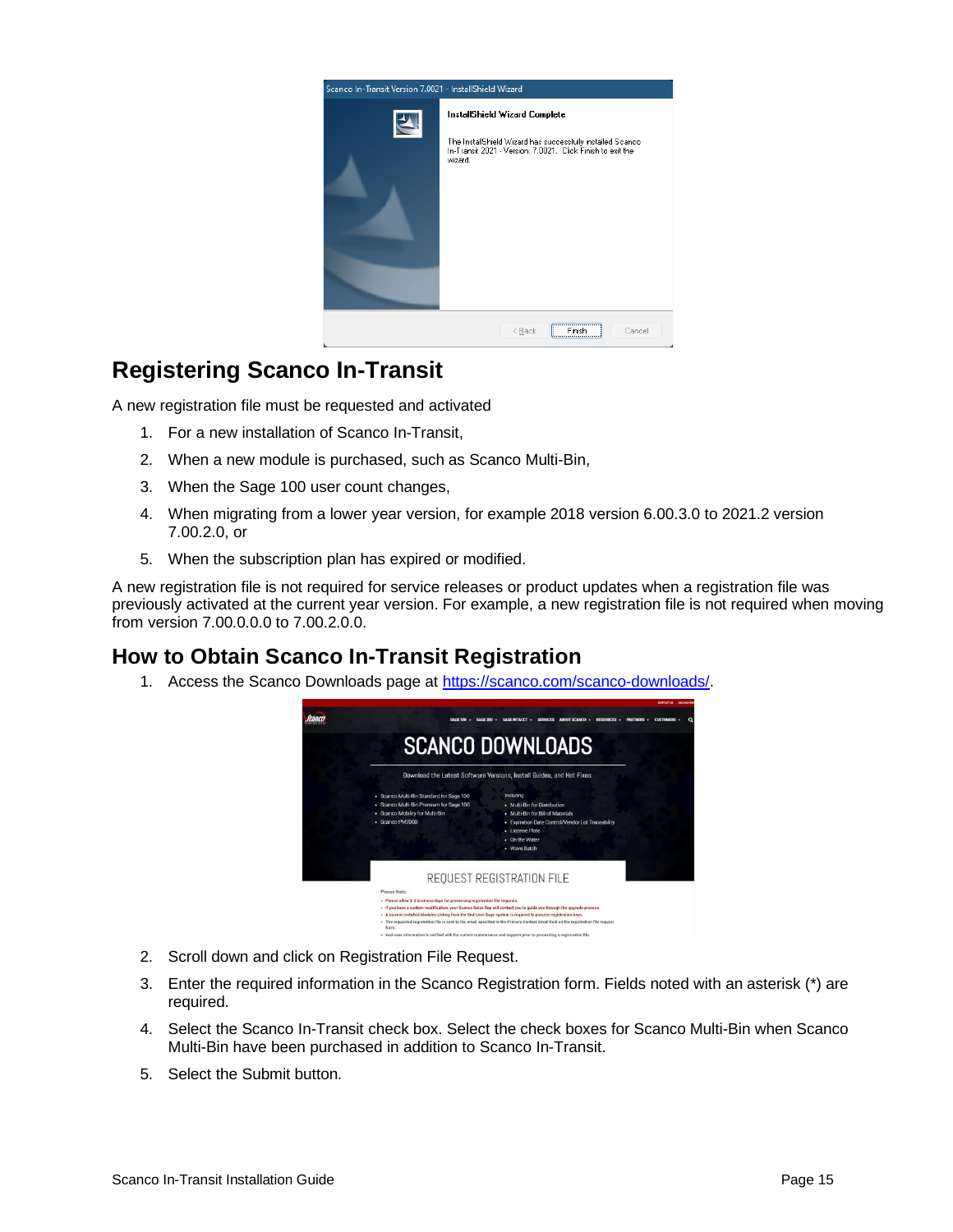## Registering Scanco In-Transit

A new registration file must be requested and activated

1. For a new installation of Scanco In-Transit,
2. When a new module is purchased, such as Scanco Multi-Bin,
3. When the Sage 100 user count changes,
4. When migrating from a lower year version, for example 2018 version 6.00.3.0 to 2021.2 version 7.00.2.0, or
5. When the subscription plan has expired or modified.

A new registration file is not required for service releases or product updates when a registration file was previously activated at the current year version. For example, a new registration file is not required when moving from version 7.00.0.0.0 to 7.00.2.0.0.

### How to Obtain Scanco In-Transit Registration

1. Access the Scanco Downloads page at [https://scanco.com/scanco-downloads/](https://scanco.com/scanco-downloads/).
2. Scroll down and click on Registration File Request.
3. Enter the required information in the Scanco Registration form. Fields noted with an asterisk (*) are required.
4. Select the Scanco In-Transit check box. Select the check boxes for Scanco Multi-Bin when Scanco Multi-Bin have been purchased in addition to Scanco In-Transit.
5. Select the Submit button.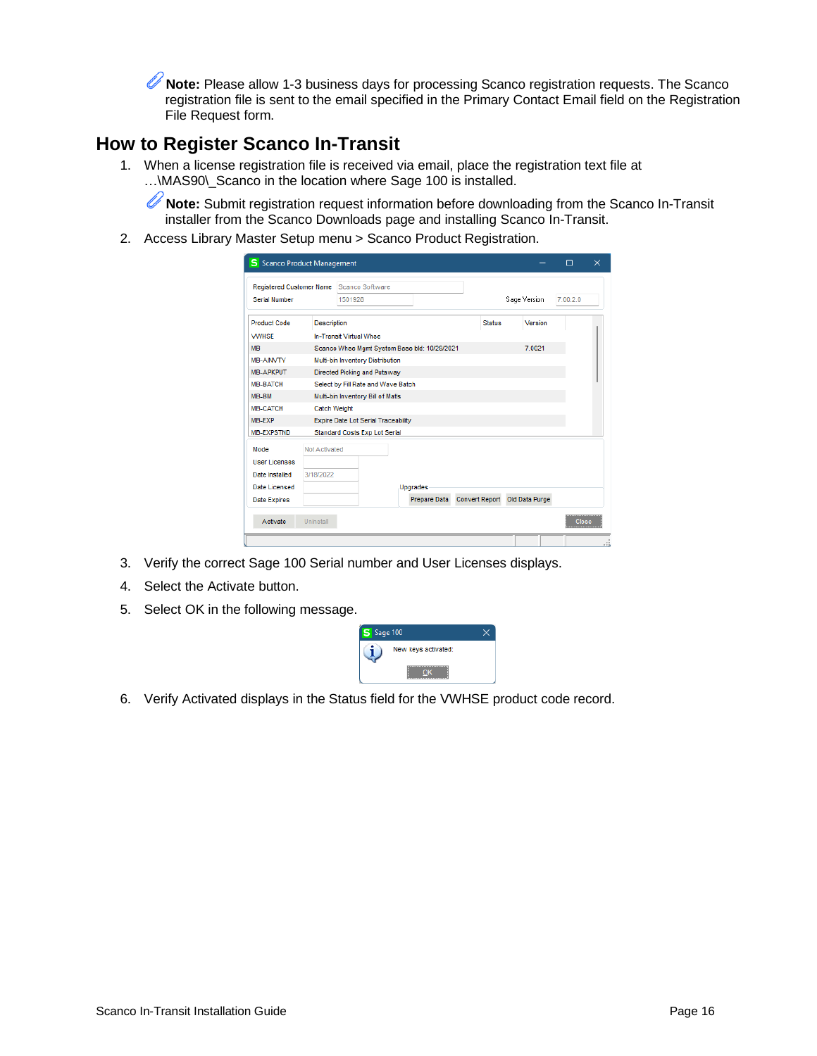**Note:** Please allow 1-3 business days for processing Scanco registration requests. The Scanco registration file is sent to the email specified in the Primary Contact Email field on the Registration File Request form.

## How to Register Scanco In-Transit

1. When a license registration file is received via email, place the registration text file at …\MAS90\_Scanco in the location where Sage 100 is installed.

   **Note:** Submit registration request information before downloading from the Scanco In-Transit installer from the Scanco Downloads page and installing Scanco In-Transit.

2. Access Library Master Setup menu > Scanco Product Registration.

3. Verify the correct Sage 100 Serial number and User Licenses displays.
4. Select the Activate button.
5. Select OK in the following message.

6. Verify Activated displays in the Status field for the VWHSE product code record.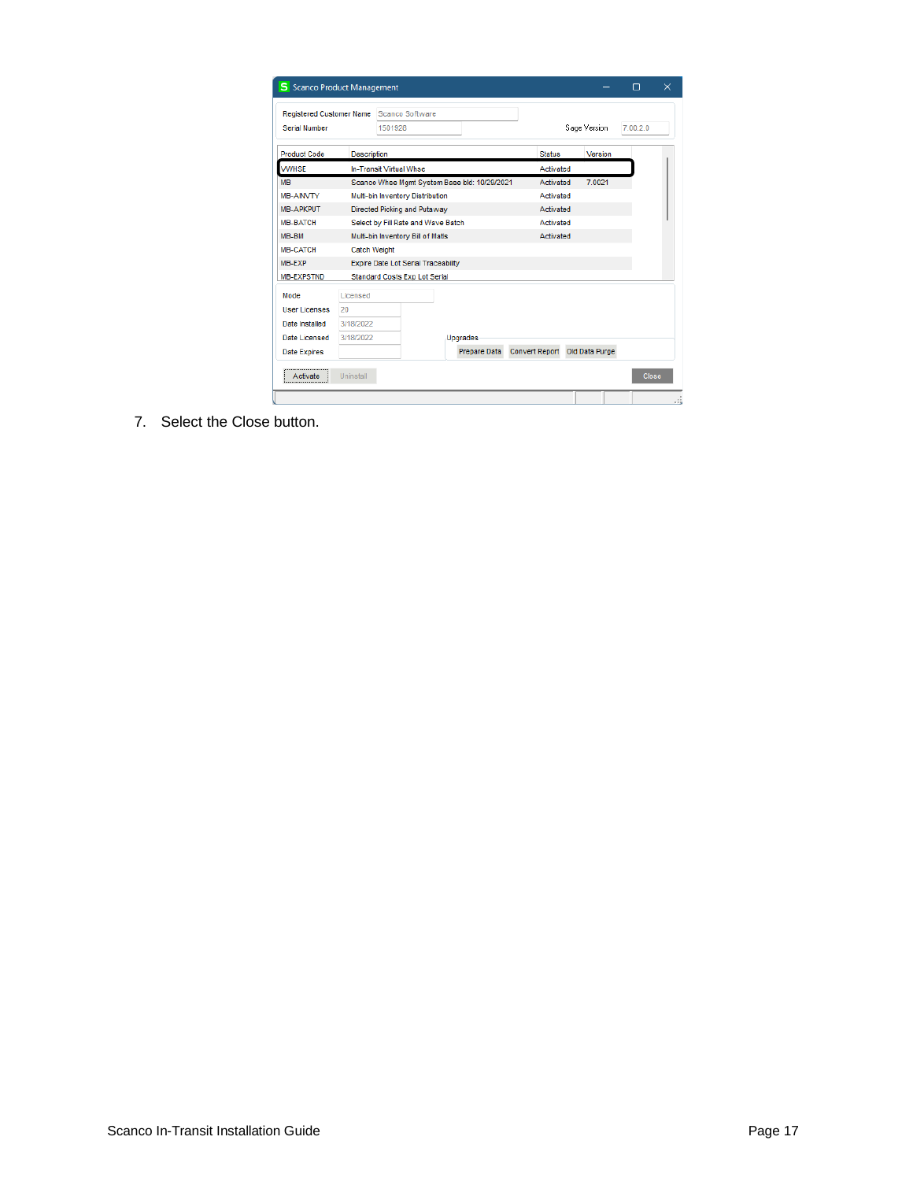7. Select the Close button.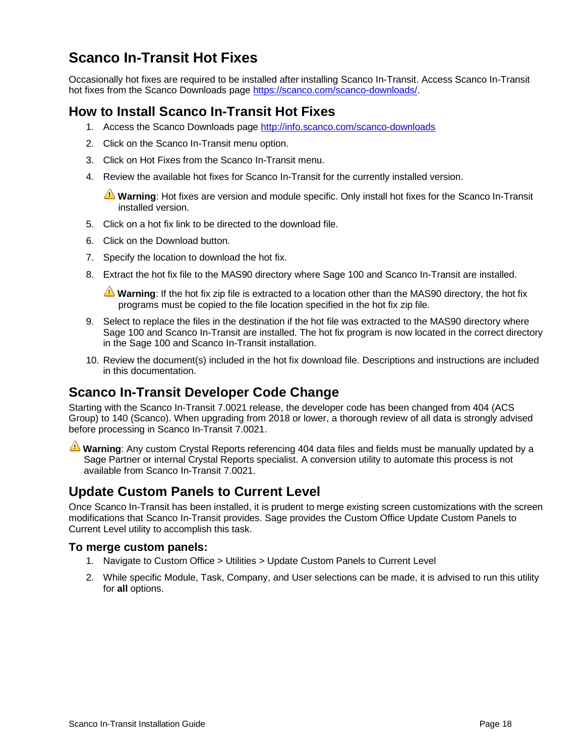# Scanco In-Transit Hot Fixes

Occasionally hot fixes are required to be installed after installing Scanco In-Transit. Access Scanco In-Transit hot fixes from the Scanco Downloads page [https://scanco.com/scanco-downloads/](https://scanco.com/scanco-downloads/).

## How to Install Scanco In-Transit Hot Fixes

1. Access the Scanco Downloads page [http://info.scanco.com/scanco-downloads](http://info.scanco.com/scanco-downloads)
2. Click on the Scanco In-Transit menu option.
3. Click on Hot Fixes from the Scanco In-Transit menu.
4. Review the available hot fixes for Scanco In-Transit for the currently installed version.

   ⚠ **Warning**: Hot fixes are version and module specific. Only install hot fixes for the Scanco In-Transit installed version.

5. Click on a hot fix link to be directed to the download file.
6. Click on the Download button.
7. Specify the location to download the hot fix.
8. Extract the hot fix file to the MAS90 directory where Sage 100 and Scanco In-Transit are installed.

   ⚠ **Warning**: If the hot fix zip file is extracted to a location other than the MAS90 directory, the hot fix programs must be copied to the file location specified in the hot fix zip file.

9. Select to replace the files in the destination if the hot file was extracted to the MAS90 directory where Sage 100 and Scanco In-Transit are installed. The hot fix program is now located in the correct directory in the Sage 100 and Scanco In-Transit installation.
10. Review the document(s) included in the hot fix download file. Descriptions and instructions are included in this documentation.

## Scanco In-Transit Developer Code Change

Starting with the Scanco In-Transit 7.0021 release, the developer code has been changed from 404 (ACS Group) to 140 (Scanco). When upgrading from 2018 or lower, a thorough review of all data is strongly advised before processing in Scanco In-Transit 7.0021.

⚠ **Warning**: Any custom Crystal Reports referencing 404 data files and fields must be manually updated by a Sage Partner or internal Crystal Reports specialist. A conversion utility to automate this process is not available from Scanco In-Transit 7.0021.

## Update Custom Panels to Current Level

Once Scanco In-Transit has been installed, it is prudent to merge existing screen customizations with the screen modifications that Scanco In-Transit provides. Sage provides the Custom Office Update Custom Panels to Current Level utility to accomplish this task.

### To merge custom panels:

1. Navigate to Custom Office > Utilities > Update Custom Panels to Current Level
2. While specific Module, Task, Company, and User selections can be made, it is advised to run this utility for **all** options.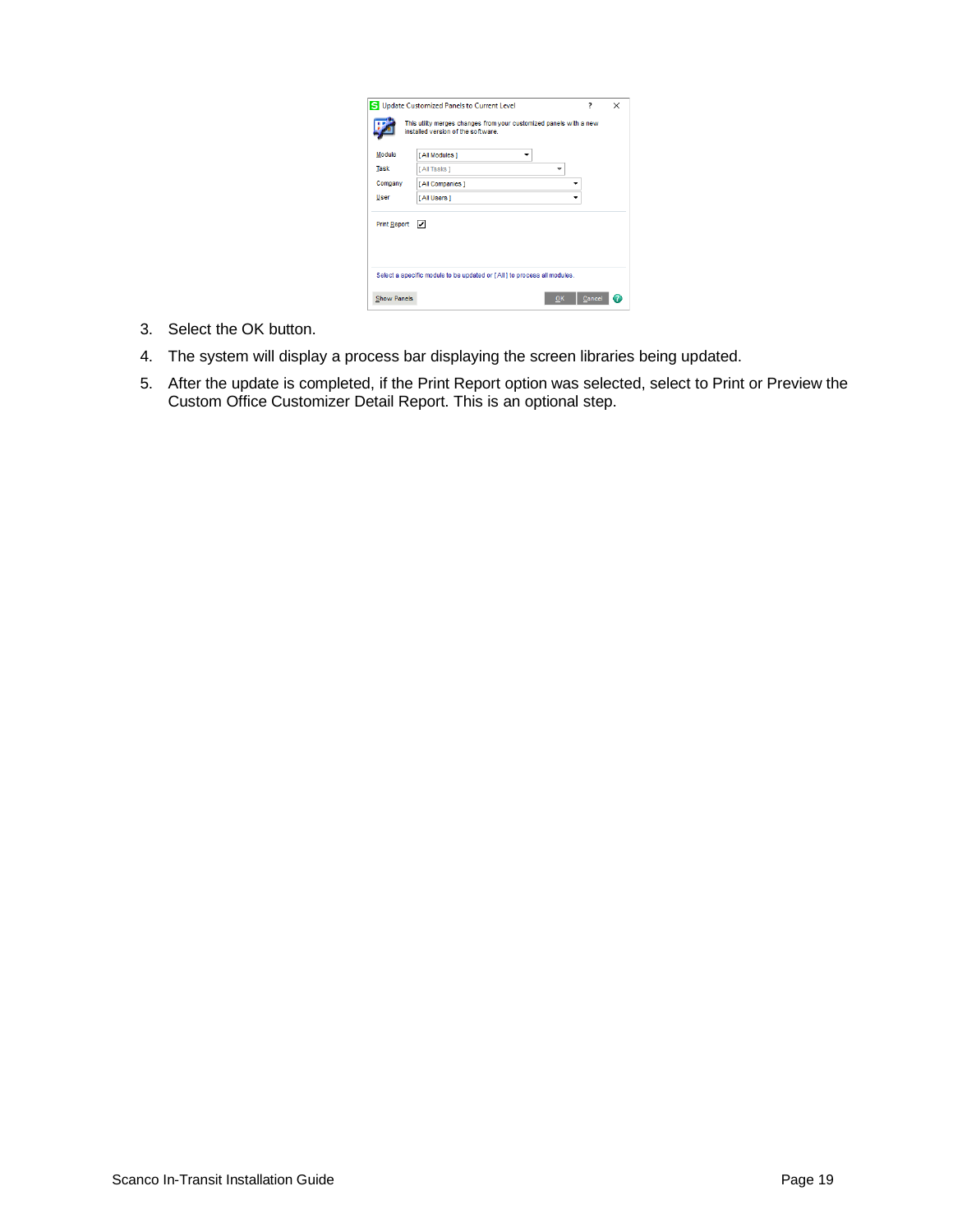3. Select the OK button.
4. The system will display a process bar displaying the screen libraries being updated.
5. After the update is completed, if the Print Report option was selected, select to Print or Preview the Custom Office Customizer Detail Report. This is an optional step.